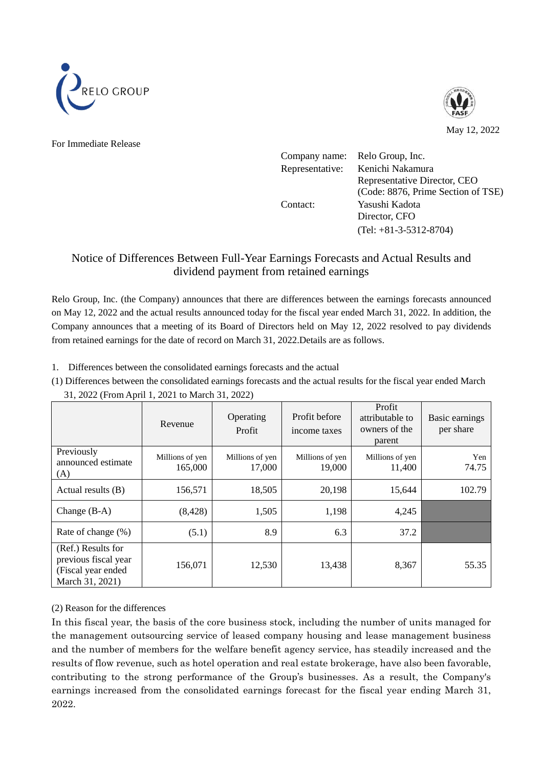RELO GROUP

May 12, 2022

For Immediate Release

Company name: Relo Group, Inc.
Representative: Kenichi Nakamura
Representative Director, CEO
(Code: 8876, Prime Section of TSE)
Contact: Yasushi Kadota
Director, CFO
(Tel: +81-3-5312-8704)

# Notice of Differences Between Full-Year Earnings Forecasts and Actual Results and dividend payment from retained earnings

Relo Group, Inc. (the Company) announces that there are differences between the earnings forecasts announced on May 12, 2022 and the actual results announced today for the fiscal year ended March 31, 2022. In addition, the Company announces that a meeting of its Board of Directors held on May 12, 2022 resolved to pay dividends from retained earnings for the date of record on March 31, 2022.Details are as follows.

1. Differences between the consolidated earnings forecasts and the actual

(1) Differences between the consolidated earnings forecasts and the actual results for the fiscal year ended March 31, 2022 (From April 1, 2021 to March 31, 2022)

| | Revenue | Operating Profit | Profit before income taxes | Profit attributable to owners of the parent | Basic earnings per share |
|---|---|---|---|---|---|
| Previously announced estimate (A) | Millions of yen 165,000 | Millions of yen 17,000 | Millions of yen 19,000 | Millions of yen 11,400 | Yen 74.75 |
| Actual results (B) | 156,571 | 18,505 | 20,198 | 15,644 | 102.79 |
| Change (B-A) | (8,428) | 1,505 | 1,198 | 4,245 | |
| Rate of change (%) | (5.1) | 8.9 | 6.3 | 37.2 | |
| (Ref.) Results for previous fiscal year (Fiscal year ended March 31, 2021) | 156,071 | 12,530 | 13,438 | 8,367 | 55.35 |

(2) Reason for the differences

In this fiscal year, the basis of the core business stock, including the number of units managed for the management outsourcing service of leased company housing and lease management business and the number of members for the welfare benefit agency service, has steadily increased and the results of flow revenue, such as hotel operation and real estate brokerage, have also been favorable, contributing to the strong performance of the Group's businesses. As a result, the Company's earnings increased from the consolidated earnings forecast for the fiscal year ending March 31, 2022.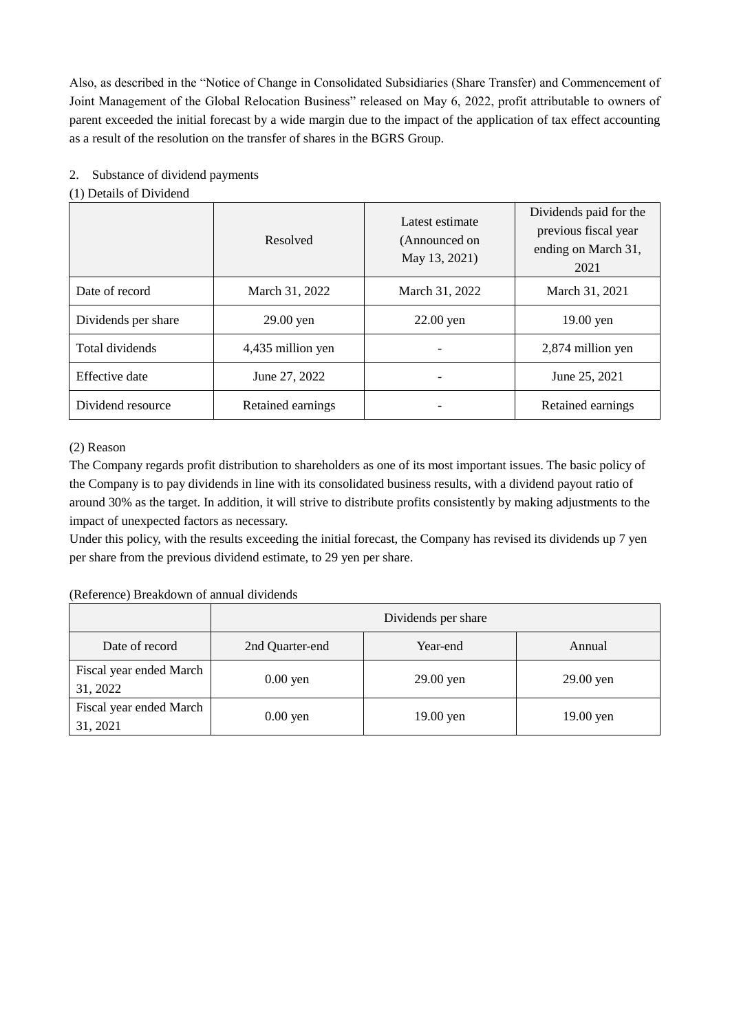Also, as described in the "Notice of Change in Consolidated Subsidiaries (Share Transfer) and Commencement of Joint Management of the Global Relocation Business" released on May 6, 2022, profit attributable to owners of parent exceeded the initial forecast by a wide margin due to the impact of the application of tax effect accounting as a result of the resolution on the transfer of shares in the BGRS Group.

2. Substance of dividend payments

(1) Details of Dividend

| | Resolved | Latest estimate (Announced on May 13, 2021) | Dividends paid for the previous fiscal year ending on March 31, 2021 |
|---|---|---|---|
| Date of record | March 31, 2022 | March 31, 2022 | March 31, 2021 |
| Dividends per share | 29.00 yen | 22.00 yen | 19.00 yen |
| Total dividends | 4,435 million yen | - | 2,874 million yen |
| Effective date | June 27, 2022 | - | June 25, 2021 |
| Dividend resource | Retained earnings | - | Retained earnings |

(2) Reason

The Company regards profit distribution to shareholders as one of its most important issues. The basic policy of the Company is to pay dividends in line with its consolidated business results, with a dividend payout ratio of around 30% as the target. In addition, it will strive to distribute profits consistently by making adjustments to the impact of unexpected factors as necessary.

Under this policy, with the results exceeding the initial forecast, the Company has revised its dividends up 7 yen per share from the previous dividend estimate, to 29 yen per share.

(Reference) Breakdown of annual dividends

| | Dividends per share | | |
|---|---|---|---|
| Date of record | 2nd Quarter-end | Year-end | Annual |
| Fiscal year ended March 31, 2022 | 0.00 yen | 29.00 yen | 29.00 yen |
| Fiscal year ended March 31, 2021 | 0.00 yen | 19.00 yen | 19.00 yen |